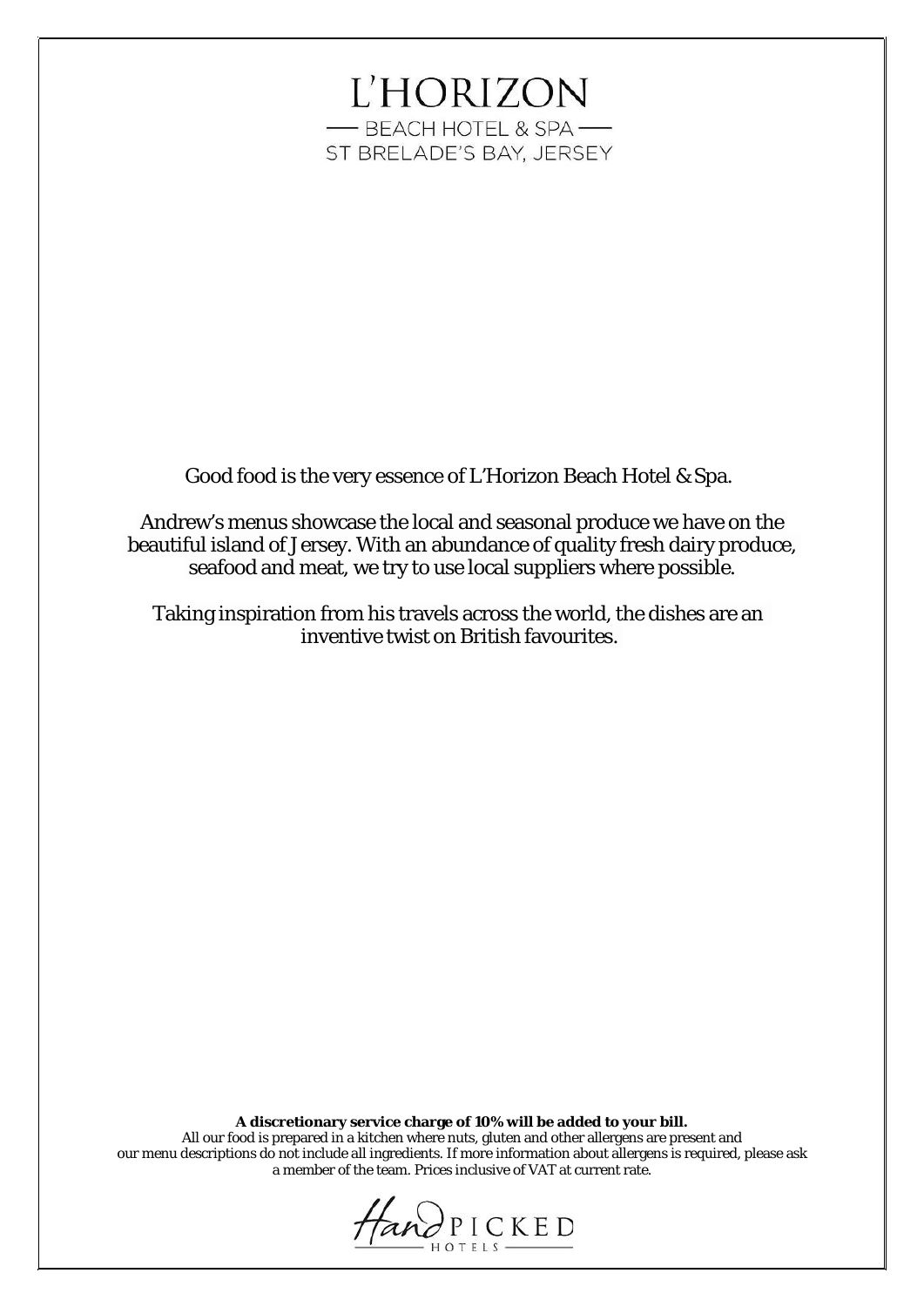# L'HORIZON

BEACH HOTEL & SPA

ST BRELADE'S BAY, JERSEY

Good food is the very essence of L'Horizon Beach Hotel & Spa.

Andrew's menus showcase the local and seasonal produce we have on the beautiful island of Jersey. With an abundance of quality fresh dairy produce, seafood and meat, we try to use local suppliers where possible.

Taking inspiration from his travels across the world, the dishes are an inventive twist on British favourites.

**A discretionary service charge of 10% will be added to your bill.**
All our food is prepared in a kitchen where nuts, gluten and other allergens are present and our menu descriptions do not include all ingredients. If more information about allergens is required, please ask a member of the team. Prices inclusive of VAT at current rate.

Hand PICKED HOTELS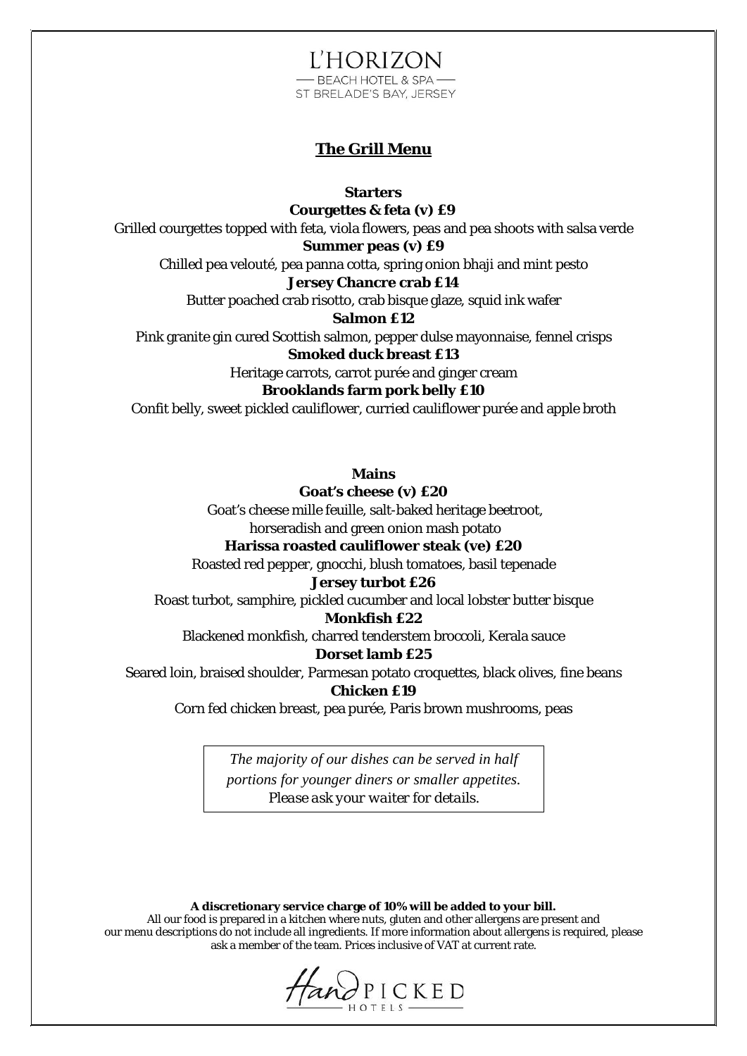L'HORIZON

BEACH HOTEL & SPA

ST BRELADE'S BAY, JERSEY

## The Grill Menu

### Starters

**Courgettes & feta (v) £9**

Grilled courgettes topped with feta, viola flowers, peas and pea shoots with salsa verde

**Summer peas (v) £9**

Chilled pea velouté, pea panna cotta, spring onion bhaji and mint pesto

**Jersey Chancre crab £14**

Butter poached crab risotto, crab bisque glaze, squid ink wafer

**Salmon £12**

Pink granite gin cured Scottish salmon, pepper dulse mayonnaise, fennel crisps

**Smoked duck breast £13**

Heritage carrots, carrot purée and ginger cream

**Brooklands farm pork belly £10**

Confit belly, sweet pickled cauliflower, curried cauliflower purée and apple broth

### Mains

**Goat's cheese (v) £20**

Goat's cheese mille feuille, salt-baked heritage beetroot, horseradish and green onion mash potato

**Harissa roasted cauliflower steak (ve) £20**

Roasted red pepper, gnocchi, blush tomatoes, basil tepenade

**Jersey turbot £26**

Roast turbot, samphire, pickled cucumber and local lobster butter bisque

**Monkfish £22**

Blackened monkfish, charred tenderstem broccoli, Kerala sauce

**Dorset lamb £25**

Seared loin, braised shoulder, Parmesan potato croquettes, black olives, fine beans

**Chicken £19**

Corn fed chicken breast, pea purée, Paris brown mushrooms, peas

*The majority of our dishes can be served in half portions for younger diners or smaller appetites. Please ask your waiter for details.*

**A discretionary service charge of 10% will be added to your bill.**

All our food is prepared in a kitchen where nuts, gluten and other allergens are present and our menu descriptions do not include all ingredients. If more information about allergens is required, please ask a member of the team. Prices inclusive of VAT at current rate.

HandPICKED HOTELS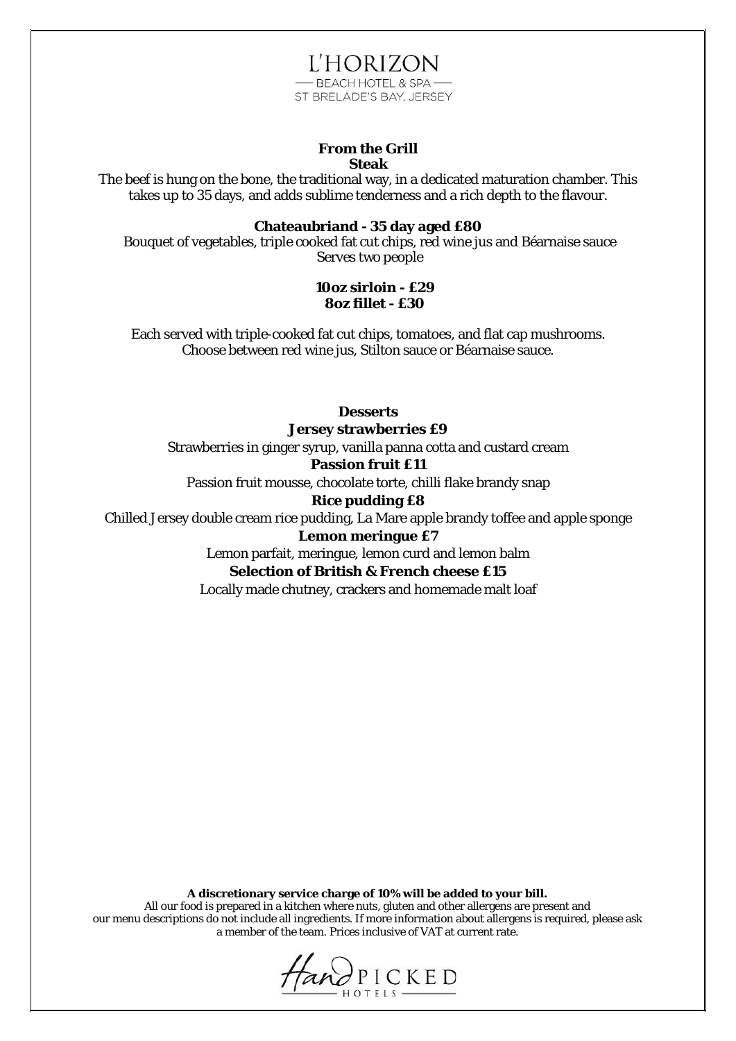L'HORIZON

BEACH HOTEL & SPA

ST BRELADE'S BAY, JERSEY

## From the Grill

### Steak

The beef is hung on the bone, the traditional way, in a dedicated maturation chamber. This takes up to 35 days, and adds sublime tenderness and a rich depth to the flavour.

**Chateaubriand - 35 day aged £80**

Bouquet of vegetables, triple cooked fat cut chips, red wine jus and Béarnaise sauce
Serves two people

**10oz sirloin - £29**
**8oz fillet - £30**

Each served with triple-cooked fat cut chips, tomatoes, and flat cap mushrooms.
Choose between red wine jus, Stilton sauce or Béarnaise sauce.

## Desserts

**Jersey strawberries £9**
Strawberries in ginger syrup, vanilla panna cotta and custard cream

**Passion fruit £11**
Passion fruit mousse, chocolate torte, chilli flake brandy snap

**Rice pudding £8**
Chilled Jersey double cream rice pudding, La Mare apple brandy toffee and apple sponge

**Lemon meringue £7**
Lemon parfait, meringue, lemon curd and lemon balm

**Selection of British & French cheese £15**
Locally made chutney, crackers and homemade malt loaf

**A discretionary service charge of 10% will be added to your bill.**
All our food is prepared in a kitchen where nuts, gluten and other allergens are present and our menu descriptions do not include all ingredients. If more information about allergens is required, please ask a member of the team. Prices inclusive of VAT at current rate.

HandPICKED HOTELS